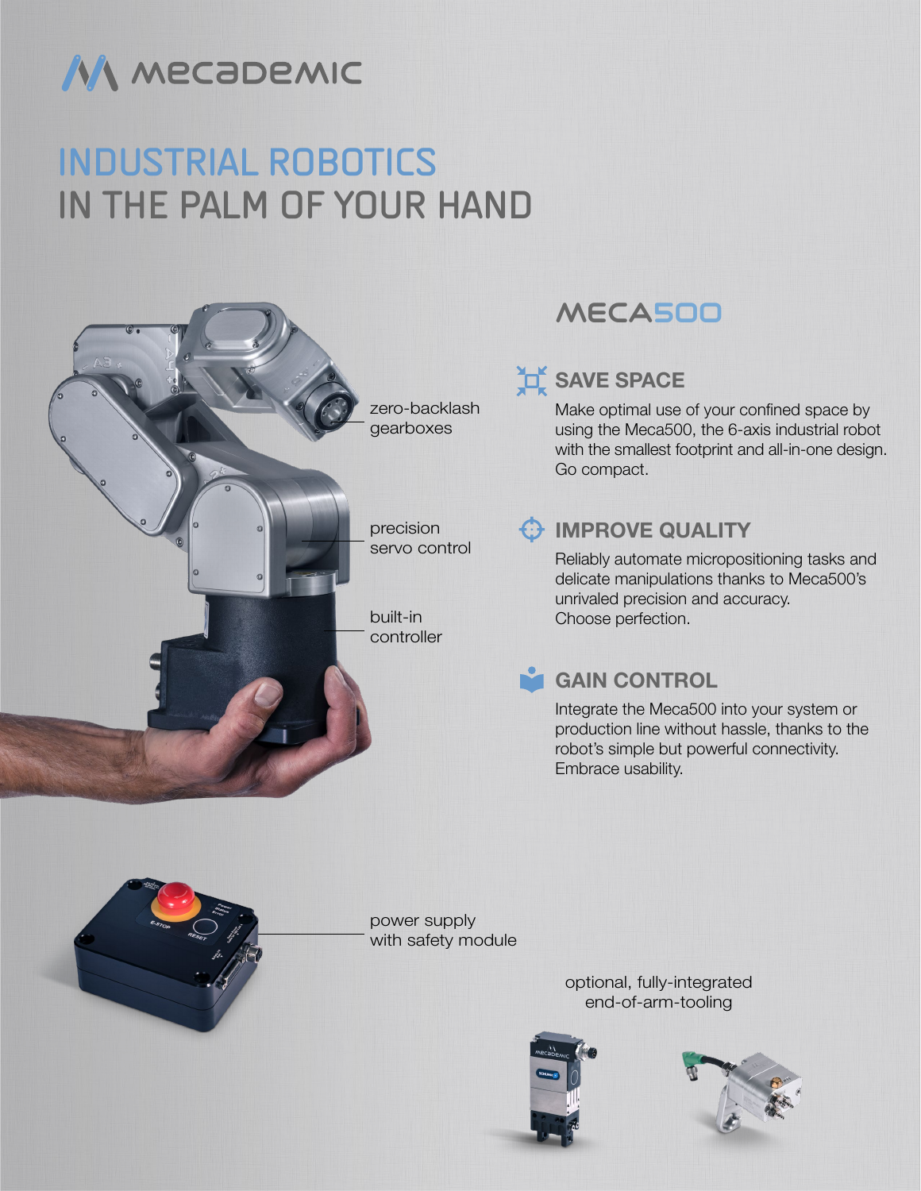# INDUSTRIAL ROBOTICS IN THE PALM OF YOUR HAND

zero-backlash gearboxes

precision servo control

built-in controller

## MECA500

### SAVE SPACE

Make optimal use of your confined space by using the Meca500, the 6-axis industrial robot with the smallest footprint and all-in-one design. Go compact.

### IMPROVE QUALITY

Reliably automate micropositioning tasks and delicate manipulations thanks to Meca500's unrivaled precision and accuracy. Choose perfection.

### GAIN CONTROL

Integrate the Meca500 into your system or production line without hassle, thanks to the robot's simple but powerful connectivity. Embrace usability.

power supply with safety module

optional, fully-integrated end-of-arm-tooling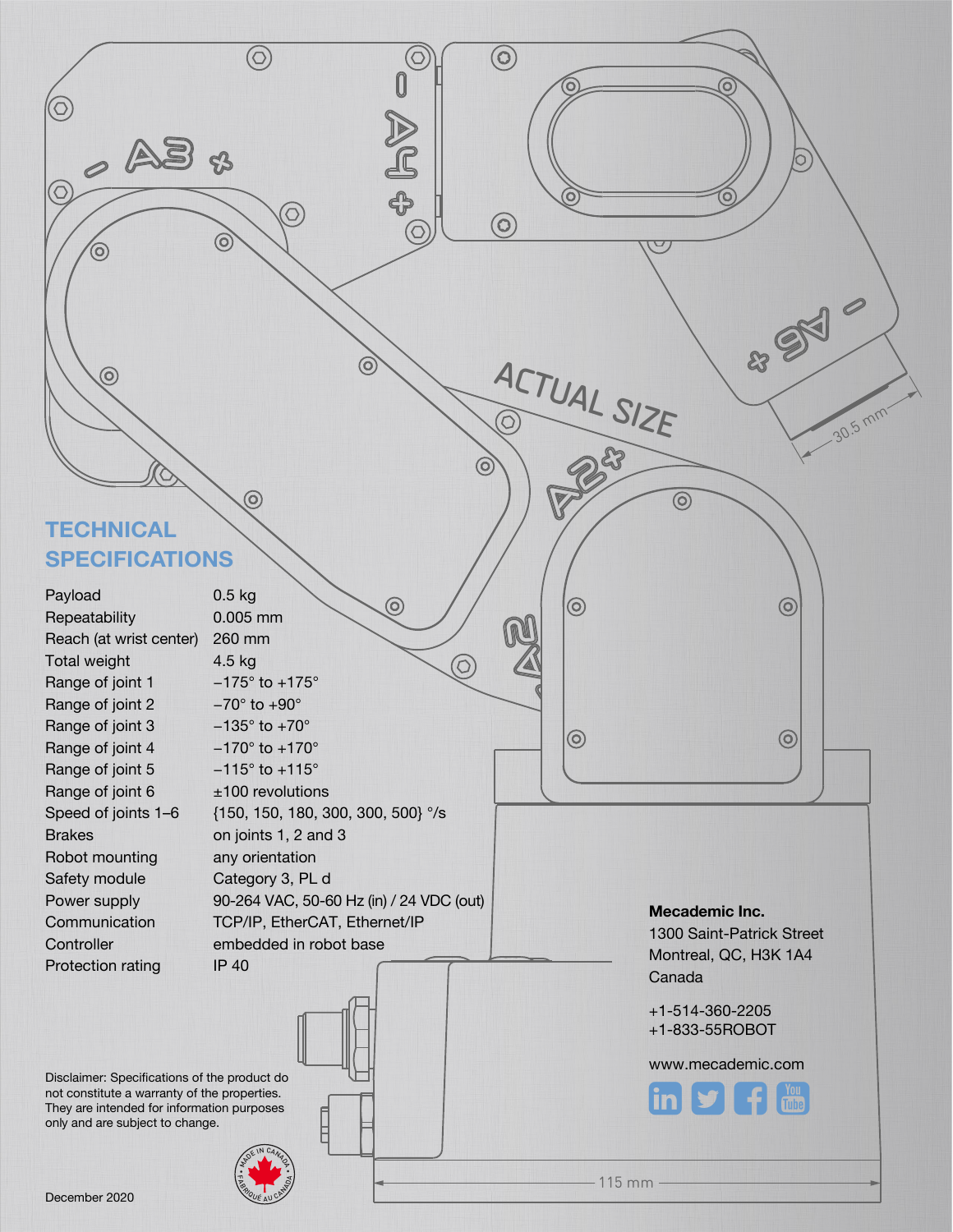## TECHNICAL SPECIFICATIONS

| | |
|---|---|
| Payload | 0.5 kg |
| Repeatability | 0.005 mm |
| Reach (at wrist center) | 260 mm |
| Total weight | 4.5 kg |
| Range of joint 1 | −175° to +175° |
| Range of joint 2 | −70° to +90° |
| Range of joint 3 | −135° to +70° |
| Range of joint 4 | −170° to +170° |
| Range of joint 5 | −115° to +115° |
| Range of joint 6 | ±100 revolutions |
| Speed of joints 1–6 | {150, 150, 180, 300, 300, 500} °/s |
| Brakes | on joints 1, 2 and 3 |
| Robot mounting | any orientation |
| Safety module | Category 3, PL d |
| Power supply | 90-264 VAC, 50-60 Hz (in) / 24 VDC (out) |
| Communication | TCP/IP, EtherCAT, Ethernet/IP |
| Controller | embedded in robot base |
| Protection rating | IP 40 |

ACTUAL SIZE

30.5 mm

115 mm

**Mecademic Inc.**
1300 Saint-Patrick Street
Montreal, QC, H3K 1A4
Canada

+1-514-360-2205
+1-833-55ROBOT

www.mecademic.com

Disclaimer: Specifications of the product do not constitute a warranty of the properties. They are intended for information purposes only and are subject to change.

MADE IN CANADA • FABRIQUÉ AU CANADA

December 2020